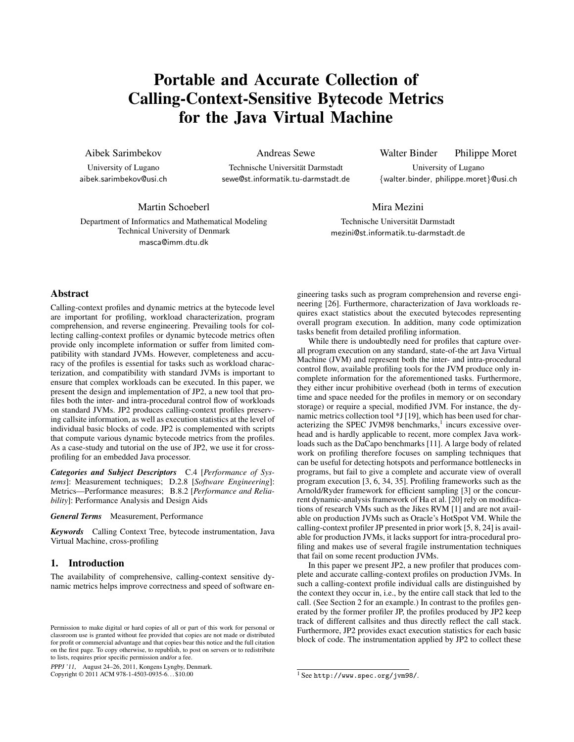# Portable and Accurate Collection of Calling-Context-Sensitive Bytecode Metrics for the Java Virtual Machine

Aibek Sarimbekov
University of Lugano
aibek.sarimbekov@usi.ch

Andreas Sewe
Technische Universität Darmstadt
sewe@st.informatik.tu-darmstadt.de

Walter Binder Philippe Moret
University of Lugano
{walter.binder, philippe.moret}@usi.ch

Martin Schoeberl
Department of Informatics and Mathematical Modeling
Technical University of Denmark
masca@imm.dtu.dk

Mira Mezini
Technische Universität Darmstadt
mezini@st.informatik.tu-darmstadt.de

## Abstract

Calling-context profiles and dynamic metrics at the bytecode level are important for profiling, workload characterization, program comprehension, and reverse engineering. Prevailing tools for collecting calling-context profiles or dynamic bytecode metrics often provide only incomplete information or suffer from limited compatibility with standard JVMs. However, completeness and accuracy of the profiles is essential for tasks such as workload characterization, and compatibility with standard JVMs is important to ensure that complex workloads can be executed. In this paper, we present the design and implementation of JP2, a new tool that profiles both the inter- and intra-procedural control flow of workloads on standard JVMs. JP2 produces calling-context profiles preserving callsite information, as well as execution statistics at the level of individual basic blocks of code. JP2 is complemented with scripts that compute various dynamic bytecode metrics from the profiles. As a case-study and tutorial on the use of JP2, we use it for cross-profiling for an embedded Java processor.

***Categories and Subject Descriptors*** C.4 [*Performance of Systems*]: Measurement techniques; D.2.8 [*Software Engineering*]: Metrics—Performance measures; B.8.2 [*Performance and Reliability*]: Performance Analysis and Design Aids

***General Terms*** Measurement, Performance

***Keywords*** Calling Context Tree, bytecode instrumentation, Java Virtual Machine, cross-profiling

## 1. Introduction

The availability of comprehensive, calling-context sensitive dynamic metrics helps improve correctness and speed of software engineering tasks such as program comprehension and reverse engineering [26]. Furthermore, characterization of Java workloads requires exact statistics about the executed bytecodes representing overall program execution. In addition, many code optimization tasks benefit from detailed profiling information.

While there is undoubtedly need for profiles that capture overall program execution on any standard, state-of-the art Java Virtual Machine (JVM) and represent both the inter- and intra-procedural control flow, available profiling tools for the JVM produce only incomplete information for the aforementioned tasks. Furthermore, they either incur prohibitive overhead (both in terms of execution time and space needed for the profiles in memory or on secondary storage) or require a special, modified JVM. For instance, the dynamic metrics collection tool *J [19], which has been used for characterizing the SPEC JVM98 benchmarks,[1] incurs excessive overhead and is hardly applicable to recent, more complex Java workloads such as the DaCapo benchmarks [11]. A large body of related work on profiling therefore focuses on sampling techniques that can be useful for detecting hotspots and performance bottlenecks in programs, but fail to give a complete and accurate view of overall program execution [3, 6, 34, 35]. Profiling frameworks such as the Arnold/Ryder framework for efficient sampling [3] or the concurrent dynamic-analysis framework of Ha et al. [20] rely on modifications of research VMs such as the Jikes RVM [1] and are not available on production JVMs such as Oracle's HotSpot VM. While the calling-context profiler JP presented in prior work [5, 8, 24] is available for production JVMs, it lacks support for intra-procedural profiling and makes use of several fragile instrumentation techniques that fail on some recent production JVMs.

In this paper we present JP2, a new profiler that produces complete and accurate calling-context profiles on production JVMs. In such a calling-context profile individual calls are distinguished by the context they occur in, i.e., by the entire call stack that led to the call. (See Section 2 for an example.) In contrast to the profiles generated by the former profiler JP, the profiles produced by JP2 keep track of different callsites and thus directly reflect the call stack. Furthermore, JP2 provides exact execution statistics for each basic block of code. The instrumentation applied by JP2 to collect these

Permission to make digital or hard copies of all or part of this work for personal or classroom use is granted without fee provided that copies are not made or distributed for profit or commercial advantage and that copies bear this notice and the full citation on the first page. To copy otherwise, to republish, to post on servers or to redistribute to lists, requires prior specific permission and/or a fee.
*PPPJ '11*, August 24–26, 2011, Kongens Lyngby, Denmark.
Copyright © 2011 ACM 978-1-4503-0935-6…$10.00

[1] See http://www.spec.org/jvm98/.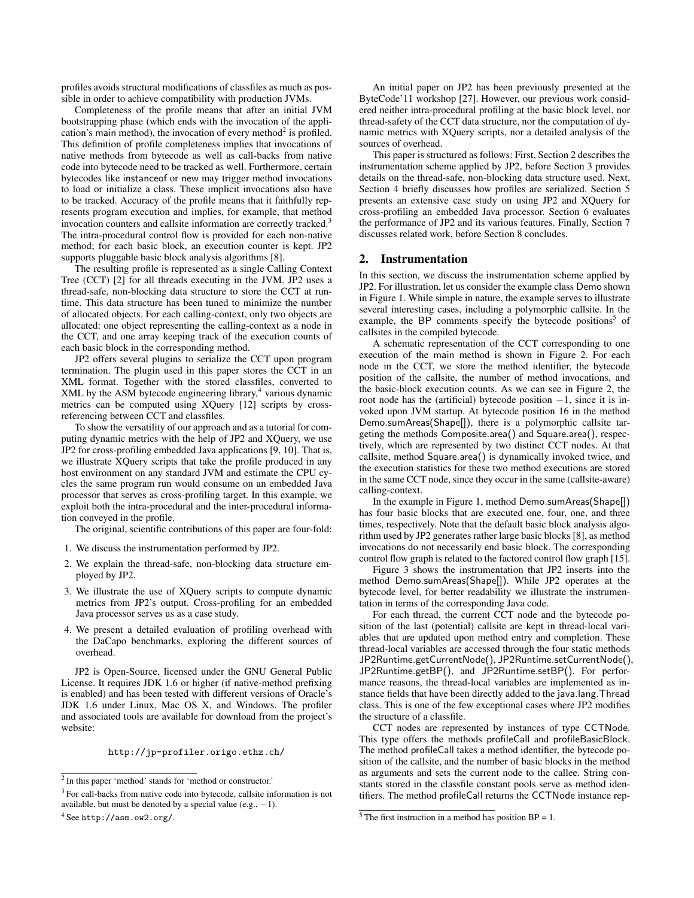profiles avoids structural modifications of classfiles as much as possible in order to achieve compatibility with production JVMs.

Completeness of the profile means that after an initial JVM bootstrapping phase (which ends with the invocation of the application's main method), the invocation of every method[2] is profiled. This definition of profile completeness implies that invocations of native methods from bytecode as well as call-backs from native code into bytecode need to be tracked as well. Furthermore, certain bytecodes like instanceof or new may trigger method invocations to load or initialize a class. These implicit invocations also have to be tracked. Accuracy of the profile means that it faithfully represents program execution and implies, for example, that method invocation counters and callsite information are correctly tracked.[3] The intra-procedural control flow is provided for each non-native method; for each basic block, an execution counter is kept. JP2 supports pluggable basic block analysis algorithms [8].

The resulting profile is represented as a single Calling Context Tree (CCT) [2] for all threads executing in the JVM. JP2 uses a thread-safe, non-blocking data structure to store the CCT at runtime. This data structure has been tuned to minimize the number of allocated objects. For each calling-context, only two objects are allocated: one object representing the calling-context as a node in the CCT, and one array keeping track of the execution counts of each basic block in the corresponding method.

JP2 offers several plugins to serialize the CCT upon program termination. The plugin used in this paper stores the CCT in an XML format. Together with the stored classfiles, converted to XML by the ASM bytecode engineering library,[4] various dynamic metrics can be computed using XQuery [12] scripts by cross-referencing between CCT and classfiles.

To show the versatility of our approach and as a tutorial for computing dynamic metrics with the help of JP2 and XQuery, we use JP2 for cross-profiling embedded Java applications [9, 10]. That is, we illustrate XQuery scripts that take the profile produced in any host environment on any standard JVM and estimate the CPU cycles the same program run would consume on an embedded Java processor that serves as cross-profiling target. In this example, we exploit both the intra-procedural and the inter-procedural information conveyed in the profile.

The original, scientific contributions of this paper are four-fold:

1. We discuss the instrumentation performed by JP2.
2. We explain the thread-safe, non-blocking data structure employed by JP2.
3. We illustrate the use of XQuery scripts to compute dynamic metrics from JP2's output. Cross-profiling for an embedded Java processor serves us as a case study.
4. We present a detailed evaluation of profiling overhead with the DaCapo benchmarks, exploring the different sources of overhead.

JP2 is Open-Source, licensed under the GNU General Public License. It requires JDK 1.6 or higher (if native-method prefixing is enabled) and has been tested with different versions of Oracle's JDK 1.6 under Linux, Mac OS X, and Windows. The profiler and associated tools are available for download from the project's website:

`http://jp-profiler.origo.ethz.ch/`

[2] In this paper 'method' stands for 'method or constructor.'

[3] For call-backs from native code into bytecode, callsite information is not available, but must be denoted by a special value (e.g., $-1$).

[4] See `http://asm.ow2.org/`.

An initial paper on JP2 has been previously presented at the ByteCode'11 workshop [27]. However, our previous work considered neither intra-procedural profiling at the basic block level, nor thread-safety of the CCT data structure, nor the computation of dynamic metrics with XQuery scripts, nor a detailed analysis of the sources of overhead.

This paper is structured as follows: First, Section 2 describes the instrumentation scheme applied by JP2, before Section 3 provides details on the thread-safe, non-blocking data structure used. Next, Section 4 briefly discusses how profiles are serialized. Section 5 presents an extensive case study on using JP2 and XQuery for cross-profiling an embedded Java processor. Section 6 evaluates the performance of JP2 and its various features. Finally, Section 7 discusses related work, before Section 8 concludes.

## 2. Instrumentation

In this section, we discuss the instrumentation scheme applied by JP2. For illustration, let us consider the example class Demo shown in Figure 1. While simple in nature, the example serves to illustrate several interesting cases, including a polymorphic callsite. In the example, the BP comments specify the bytecode positions[5] of callsites in the compiled bytecode.

A schematic representation of the CCT corresponding to one execution of the main method is shown in Figure 2. For each node in the CCT, we store the method identifier, the bytecode position of the callsite, the number of method invocations, and the basic-block execution counts. As we can see in Figure 2, the root node has the (artificial) bytecode position $-1$, since it is invoked upon JVM startup. At bytecode position 16 in the method Demo.sumAreas(Shape[]), there is a polymorphic callsite targeting the methods Composite.area() and Square.area(), respectively, which are represented by two distinct CCT nodes. At that callsite, method Square.area() is dynamically invoked twice, and the execution statistics for these two method executions are stored in the same CCT node, since they occur in the same (callsite-aware) calling-context.

In the example in Figure 1, method Demo.sumAreas(Shape[]) has four basic blocks that are executed one, four, one, and three times, respectively. Note that the default basic block analysis algorithm used by JP2 generates rather large basic blocks [8], as method invocations do not necessarily end basic block. The corresponding control flow graph is related to the factored control flow graph [15].

Figure 3 shows the instrumentation that JP2 inserts into the method Demo.sumAreas(Shape[]). While JP2 operates at the bytecode level, for better readability we illustrate the instrumentation in terms of the corresponding Java code.

For each thread, the current CCT node and the bytecode position of the last (potential) callsite are kept in thread-local variables that are updated upon method entry and completion. These thread-local variables are accessed through the four static methods JP2Runtime.getCurrentNode(), JP2Runtime.setCurrentNode(), JP2Runtime.getBP(), and JP2Runtime.setBP(). For performance reasons, the thread-local variables are implemented as instance fields that have been directly added to the java.lang.Thread class. This is one of the few exceptional cases where JP2 modifies the structure of a classfile.

CCT nodes are represented by instances of type CCTNode. This type offers the methods profileCall and profileBasicBlock. The method profileCall takes a method identifier, the bytecode position of the callsite, and the number of basic blocks in the method as arguments and sets the current node to the callee. String constants stored in the classfile constant pools serve as method identifiers. The method profileCall returns the CCTNode instance rep-

[5] The first instruction in a method has position BP = 1.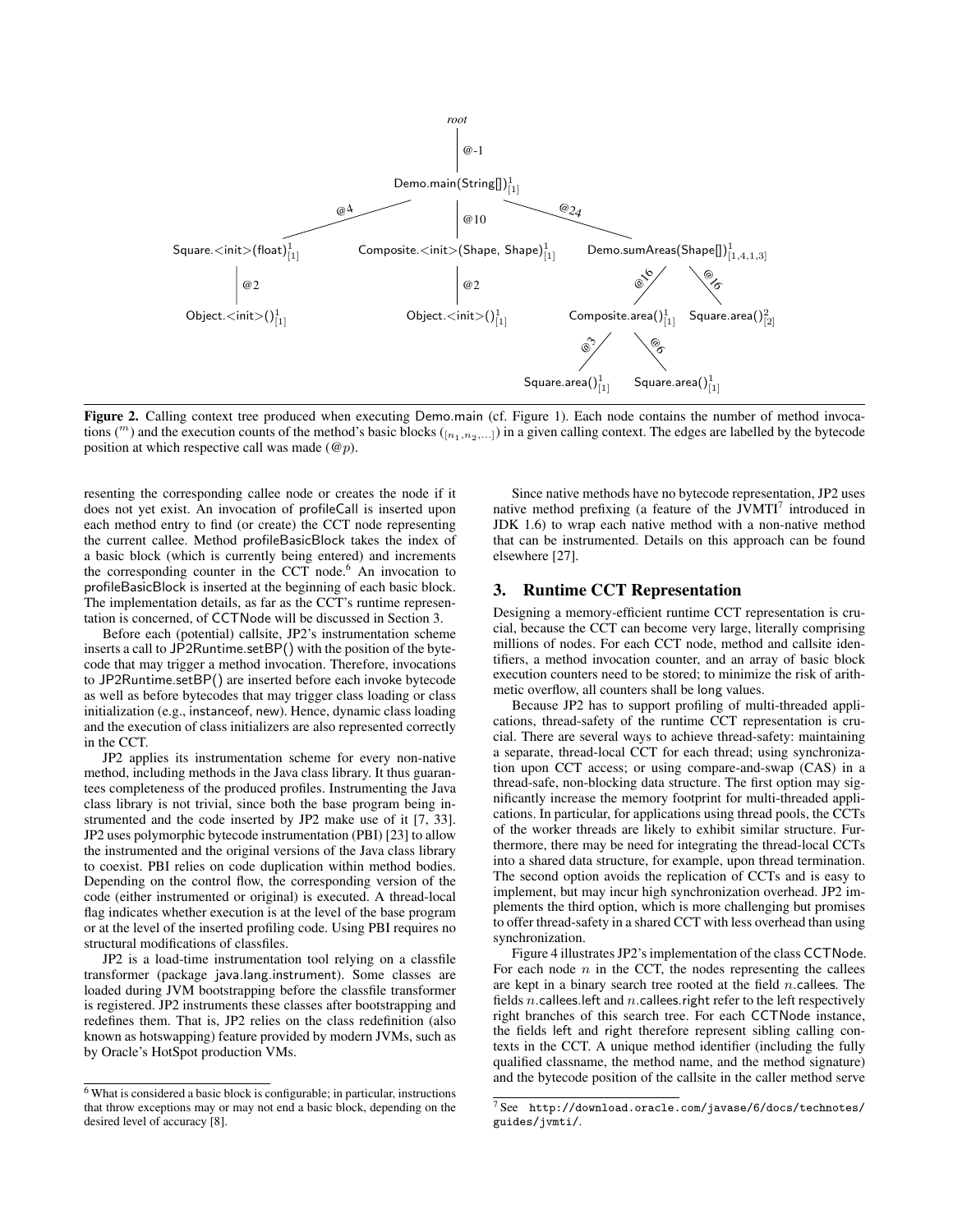root

@-1

Demo.main(String[])$^{1}_{[1]}$

@4 &nbsp;&nbsp; @10 &nbsp;&nbsp; @24

Square.<init>(float)$^{1}_{[1]}$ &nbsp;&nbsp; Composite.<init>(Shape, Shape)$^{1}_{[1]}$ &nbsp;&nbsp; Demo.sumAreas(Shape[])$^{1}_{[1,4,1,3]}$

@2 &nbsp;&nbsp; @2 &nbsp;&nbsp; @16 &nbsp;&nbsp; @16

Object.<init>()$^{1}_{[1]}$ &nbsp;&nbsp; Object.<init>()$^{1}_{[1]}$ &nbsp;&nbsp; Composite.area()$^{1}_{[1]}$ &nbsp;&nbsp; Square.area()$^{2}_{[2]}$

@3 &nbsp;&nbsp; @6

Square.area()$^{1}_{[1]}$ &nbsp;&nbsp; Square.area()$^{1}_{[1]}$

**Figure 2.** Calling context tree produced when executing Demo.main (cf. Figure 1). Each node contains the number of method invocations ($^{m}$) and the execution counts of the method's basic blocks ($_{[n_1,n_2,...]}$) in a given calling context. The edges are labelled by the bytecode position at which respective call was made (@$p$).

resenting the corresponding callee node or creates the node if it does not yet exist. An invocation of profileCall is inserted upon each method entry to find (or create) the CCT node representing the current callee. Method profileBasicBlock takes the index of a basic block (which is currently being entered) and increments the corresponding counter in the CCT node.[6] An invocation to profileBasicBlock is inserted at the beginning of each basic block. The implementation details, as far as the CCT's runtime representation is concerned, of CCTNode will be discussed in Section 3.

Before each (potential) callsite, JP2's instrumentation scheme inserts a call to JP2Runtime.setBP() with the position of the bytecode that may trigger a method invocation. Therefore, invocations to JP2Runtime.setBP() are inserted before each invoke bytecode as well as before bytecodes that may trigger class loading or class initialization (e.g., instanceof, new). Hence, dynamic class loading and the execution of class initializers are also represented correctly in the CCT.

JP2 applies its instrumentation scheme for every non-native method, including methods in the Java class library. It thus guarantees completeness of the produced profiles. Instrumenting the Java class library is not trivial, since both the base program being instrumented and the code inserted by JP2 make use of it [7, 33]. JP2 uses polymorphic bytecode instrumentation (PBI) [23] to allow the instrumented and the original versions of the Java class library to coexist. PBI relies on code duplication within method bodies. Depending on the control flow, the corresponding version of the code (either instrumented or original) is executed. A thread-local flag indicates whether execution is at the level of the base program or at the level of the inserted profiling code. Using PBI requires no structural modifications of classfiles.

JP2 is a load-time instrumentation tool relying on a classfile transformer (package java.lang.instrument). Some classes are loaded during JVM bootstrapping before the classfile transformer is registered. JP2 instruments these classes after bootstrapping and redefines them. That is, JP2 relies on the class redefinition (also known as hotswapping) feature provided by modern JVMs, such as by Oracle's HotSpot production VMs.

Since native methods have no bytecode representation, JP2 uses native method prefixing (a feature of the JVMTI[7] introduced in JDK 1.6) to wrap each native method with a non-native method that can be instrumented. Details on this approach can be found elsewhere [27].

## 3. Runtime CCT Representation

Designing a memory-efficient runtime CCT representation is crucial, because the CCT can become very large, literally comprising millions of nodes. For each CCT node, method and callsite identifiers, a method invocation counter, and an array of basic block execution counters need to be stored; to minimize the risk of arithmetic overflow, all counters shall be long values.

Because JP2 has to support profiling of multi-threaded applications, thread-safety of the runtime CCT representation is crucial. There are several ways to achieve thread-safety: maintaining a separate, thread-local CCT for each thread; using synchronization upon CCT access; or using compare-and-swap (CAS) in a thread-safe, non-blocking data structure. The first option may significantly increase the memory footprint for multi-threaded applications. In particular, for applications using thread pools, the CCTs of the worker threads are likely to exhibit similar structure. Furthermore, there may be need for integrating the thread-local CCTs into a shared data structure, for example, upon thread termination. The second option avoids the replication of CCTs and is easy to implement, but may incur high synchronization overhead. JP2 implements the third option, which is more challenging but promises to offer thread-safety in a shared CCT with less overhead than using synchronization.

Figure 4 illustrates JP2's implementation of the class CCTNode. For each node $n$ in the CCT, the nodes representing the callees are kept in a binary search tree rooted at the field $n$.callees. The fields $n$.callees.left and $n$.callees.right refer to the left respectively right branches of this search tree. For each CCTNode instance, the fields left and right therefore represent sibling calling contexts in the CCT. A unique method identifier (including the fully qualified classname, the method name, and the method signature) and the bytecode position of the callsite in the caller method serve

[6] What is considered a basic block is configurable; in particular, instructions that throw exceptions may or may not end a basic block, depending on the desired level of accuracy [8].

[7] See http://download.oracle.com/javase/6/docs/technotes/guides/jvmti/.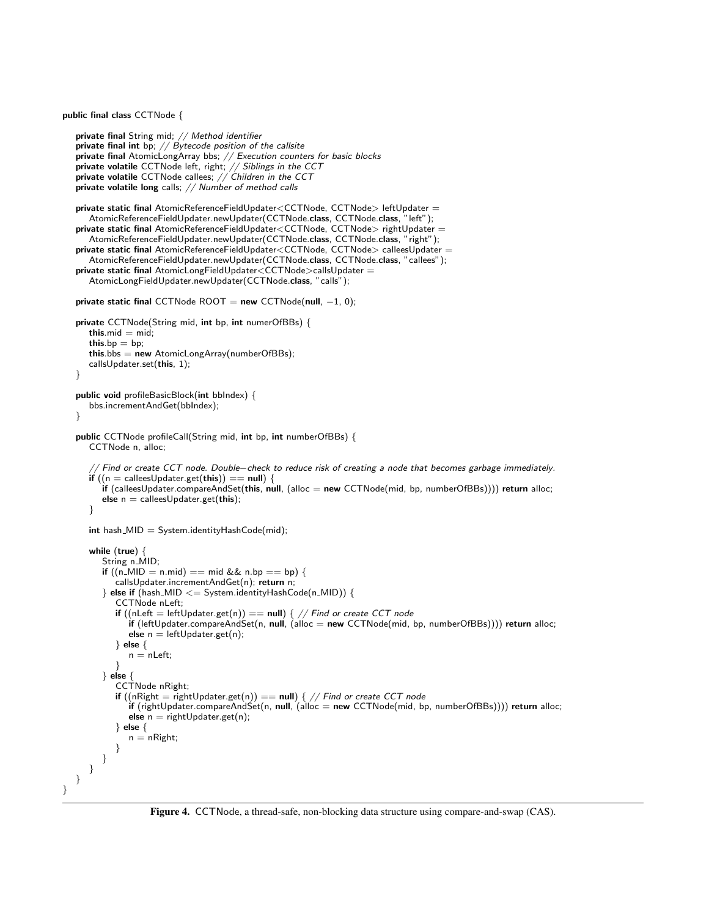```java
public final class CCTNode {

    private final String mid; // Method identifier
    private final int bp; // Bytecode position of the callsite
    private final AtomicLongArray bbs; // Execution counters for basic blocks
    private volatile CCTNode left, right; // Siblings in the CCT
    private volatile CCTNode callees; // Children in the CCT
    private volatile long calls; // Number of method calls

    private static final AtomicReferenceFieldUpdater<CCTNode, CCTNode> leftUpdater =
        AtomicReferenceFieldUpdater.newUpdater(CCTNode.class, CCTNode.class, "left");
    private static final AtomicReferenceFieldUpdater<CCTNode, CCTNode> rightUpdater =
        AtomicReferenceFieldUpdater.newUpdater(CCTNode.class, CCTNode.class, "right");
    private static final AtomicReferenceFieldUpdater<CCTNode, CCTNode> calleesUpdater =
        AtomicReferenceFieldUpdater.newUpdater(CCTNode.class, CCTNode.class, "callees");
    private static final AtomicLongFieldUpdater<CCTNode>callsUpdater =
        AtomicLongFieldUpdater.newUpdater(CCTNode.class, "calls");

    private static final CCTNode ROOT = new CCTNode(null, −1, 0);

    private CCTNode(String mid, int bp, int numerOfBBs) {
        this.mid = mid;
        this.bp = bp;
        this.bbs = new AtomicLongArray(numberOfBBs);
        callsUpdater.set(this, 1);
    }

    public void profileBasicBlock(int bbIndex) {
        bbs.incrementAndGet(bbIndex);
    }

    public CCTNode profileCall(String mid, int bp, int numberOfBBs) {
        CCTNode n, alloc;

        // Find or create CCT node. Double−check to reduce risk of creating a node that becomes garbage immediately.
        if ((n = calleesUpdater.get(this)) == null) {
            if (calleesUpdater.compareAndSet(this, null, (alloc = new CCTNode(mid, bp, numberOfBBs)))) return alloc;
            else n = calleesUpdater.get(this);
        }

        int hash_MID = System.identityHashCode(mid);

        while (true) {
            String n_MID;
            if ((n_MID = n.mid) == mid && n.bp == bp) {
                callsUpdater.incrementAndGet(n); return n;
            } else if (hash_MID <= System.identityHashCode(n_MID)) {
                CCTNode nLeft;
                if ((nLeft = leftUpdater.get(n)) == null) { // Find or create CCT node
                    if (leftUpdater.compareAndSet(n, null, (alloc = new CCTNode(mid, bp, numberOfBBs)))) return alloc;
                    else n = leftUpdater.get(n);
                } else {
                    n = nLeft;
                }
            } else {
                CCTNode nRight;
                if ((nRight = rightUpdater.get(n)) == null) { // Find or create CCT node
                    if (rightUpdater.compareAndSet(n, null, (alloc = new CCTNode(mid, bp, numberOfBBs)))) return alloc;
                    else n = rightUpdater.get(n);
                } else {
                    n = nRight;
                }
            }
        }
    }
}
```

**Figure 4.** CCTNode, a thread-safe, non-blocking data structure using compare-and-swap (CAS).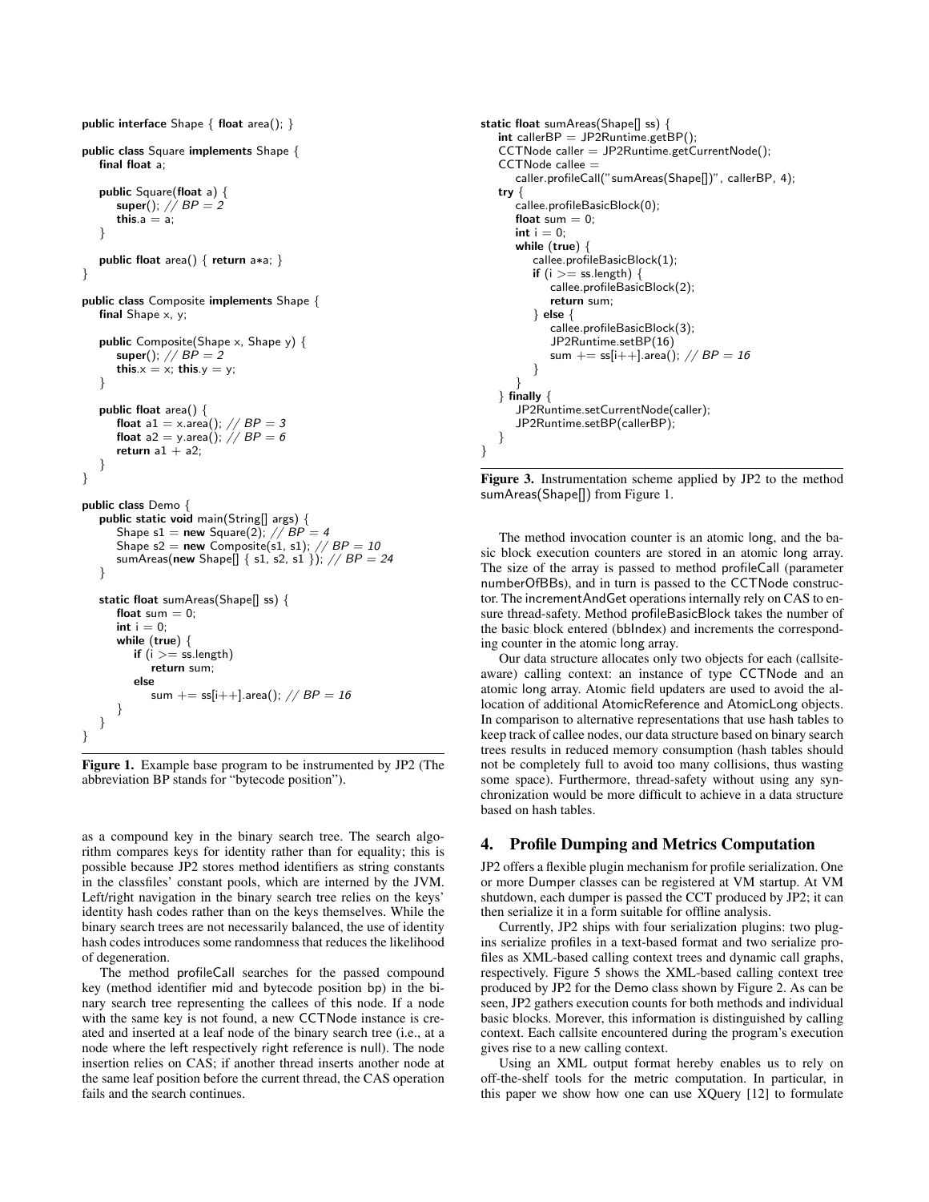```
public interface Shape { float area(); }

public class Square implements Shape {
    final float a;

    public Square(float a) {
        super(); // BP = 2
        this.a = a;
    }

    public float area() { return a*a; }
}

public class Composite implements Shape {
    final Shape x, y;

    public Composite(Shape x, Shape y) {
        super(); // BP = 2
        this.x = x; this.y = y;
    }

    public float area() {
        float a1 = x.area(); // BP = 3
        float a2 = y.area(); // BP = 6
        return a1 + a2;
    }
}

public class Demo {
    public static void main(String[] args) {
        Shape s1 = new Square(2); // BP = 4
        Shape s2 = new Composite(s1, s1); // BP = 10
        sumAreas(new Shape[] { s1, s2, s1 }); // BP = 24
    }

    static float sumAreas(Shape[] ss) {
        float sum = 0;
        int i = 0;
        while (true) {
            if (i >= ss.length)
                return sum;
            else
                sum += ss[i++].area(); // BP = 16
        }
    }
}
```

**Figure 1.** Example base program to be instrumented by JP2 (The abbreviation BP stands for "bytecode position").

as a compound key in the binary search tree. The search algorithm compares keys for identity rather than for equality; this is possible because JP2 stores method identifiers as string constants in the classfiles' constant pools, which are interned by the JVM. Left/right navigation in the binary search tree relies on the keys' identity hash codes rather than on the keys themselves. While the binary search trees are not necessarily balanced, the use of identity hash codes introduces some randomness that reduces the likelihood of degeneration.

The method profileCall searches for the passed compound key (method identifier mid and bytecode position bp) in the binary search tree representing the callees of this node. If a node with the same key is not found, a new CCTNode instance is created and inserted at a leaf node of the binary search tree (i.e., at a node where the left respectively right reference is null). The node insertion relies on CAS; if another thread inserts another node at the same leaf position before the current thread, the CAS operation fails and the search continues.

```
static float sumAreas(Shape[] ss) {
    int callerBP = JP2Runtime.getBP();
    CCTNode caller = JP2Runtime.getCurrentNode();
    CCTNode callee =
        caller.profileCall("sumAreas(Shape[])", callerBP, 4);
    try {
        callee.profileBasicBlock(0);
        float sum = 0;
        int i = 0;
        while (true) {
            callee.profileBasicBlock(1);
            if (i >= ss.length) {
                callee.profileBasicBlock(2);
                return sum;
            } else {
                callee.profileBasicBlock(3);
                JP2Runtime.setBP(16)
                sum += ss[i++].area(); // BP = 16
            }
        }
    } finally {
        JP2Runtime.setCurrentNode(caller);
        JP2Runtime.setBP(callerBP);
    }
}
```

**Figure 3.** Instrumentation scheme applied by JP2 to the method sumAreas(Shape[]) from Figure 1.

The method invocation counter is an atomic long, and the basic block execution counters are stored in an atomic long array. The size of the array is passed to method profileCall (parameter numberOfBBs), and in turn is passed to the CCTNode constructor. The incrementAndGet operations internally rely on CAS to ensure thread-safety. Method profileBasicBlock takes the number of the basic block entered (bbIndex) and increments the corresponding counter in the atomic long array.

Our data structure allocates only two objects for each (callsite-aware) calling context: an instance of type CCTNode and an atomic long array. Atomic field updaters are used to avoid the allocation of additional AtomicReference and AtomicLong objects. In comparison to alternative representations that use hash tables to keep track of callee nodes, our data structure based on binary search trees results in reduced memory consumption (hash tables should not be completely full to avoid too many collisions, thus wasting some space). Furthermore, thread-safety without using any synchronization would be more difficult to achieve in a data structure based on hash tables.

## 4. Profile Dumping and Metrics Computation

JP2 offers a flexible plugin mechanism for profile serialization. One or more Dumper classes can be registered at VM startup. At VM shutdown, each dumper is passed the CCT produced by JP2; it can then serialize it in a form suitable for offline analysis.

Currently, JP2 ships with four serialization plugins: two plugins serialize profiles in a text-based format and two serialize profiles as XML-based calling context trees and dynamic call graphs, respectively. Figure 5 shows the XML-based calling context tree produced by JP2 for the Demo class shown by Figure 2. As can be seen, JP2 gathers execution counts for both methods and individual basic blocks. Morever, this information is distinguished by calling context. Each callsite encountered during the program's execution gives rise to a new calling context.

Using an XML output format hereby enables us to rely on off-the-shelf tools for the metric computation. In particular, in this paper we show how one can use XQuery [12] to formulate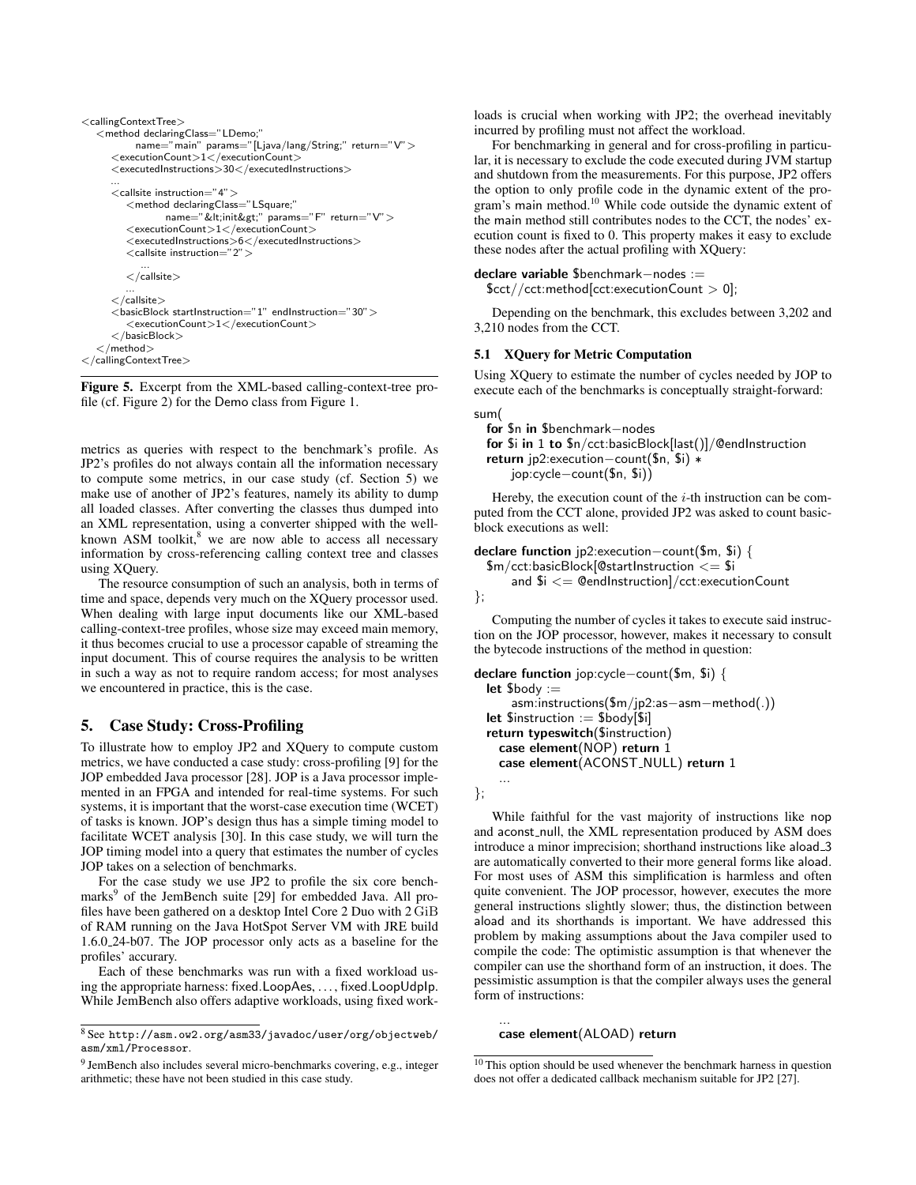```
<callingContextTree>
  <method declaringClass="LDemo;"
        name="main" params="[Ljava/lang/String;" return="V">
    <executionCount>1</executionCount>
    <executedInstructions>30</executedInstructions>
    ...
    <callsite instruction="4">
      <method declaringClass="LSquare;"
            name="&lt;init&gt;" params="F" return="V">
        <executionCount>1</executionCount>
        <executedInstructions>6</executedInstructions>
        <callsite instruction="2">
          ...
        </callsite>
        ...
    </callsite>
    <basicBlock startInstruction="1" endInstruction="30">
      <executionCount>1</executionCount>
    </basicBlock>
  </method>
</callingContextTree>
```

**Figure 5.** Excerpt from the XML-based calling-context-tree profile (cf. Figure 2) for the Demo class from Figure 1.

metrics as queries with respect to the benchmark's profile. As JP2's profiles do not always contain all the information necessary to compute some metrics, in our case study (cf. Section 5) we make use of another of JP2's features, namely its ability to dump all loaded classes. After converting the classes thus dumped into an XML representation, using a converter shipped with the well-known ASM toolkit,[8] we are now able to access all necessary information by cross-referencing calling context tree and classes using XQuery.

The resource consumption of such an analysis, both in terms of time and space, depends very much on the XQuery processor used. When dealing with large input documents like our XML-based calling-context-tree profiles, whose size may exceed main memory, it thus becomes crucial to use a processor capable of streaming the input document. This of course requires the analysis to be written in such a way as not to require random access; for most analyses we encountered in practice, this is the case.

## 5. Case Study: Cross-Profiling

To illustrate how to employ JP2 and XQuery to compute custom metrics, we have conducted a case study: cross-profiling [9] for the JOP embedded Java processor [28]. JOP is a Java processor implemented in an FPGA and intended for real-time systems. For such systems, it is important that the worst-case execution time (WCET) of tasks is known. JOP's design thus has a simple timing model to facilitate WCET analysis [30]. In this case study, we will turn the JOP timing model into a query that estimates the number of cycles JOP takes on a selection of benchmarks.

For the case study we use JP2 to profile the six core benchmarks[9] of the JemBench suite [29] for embedded Java. All profiles have been gathered on a desktop Intel Core 2 Duo with 2 GiB of RAM running on the Java HotSpot Server VM with JRE build 1.6.0_24-b07. The JOP processor only acts as a baseline for the profiles' accurary.

Each of these benchmarks was run with a fixed workload using the appropriate harness: fixed.LoopAes, ..., fixed.LoopUdpIp. While JemBench also offers adaptive workloads, using fixed workloads is crucial when working with JP2; the overhead inevitably incurred by profiling must not affect the workload.

For benchmarking in general and for cross-profiling in particular, it is necessary to exclude the code executed during JVM startup and shutdown from the measurements. For this purpose, JP2 offers the option to only profile code in the dynamic extent of the program's main method.[10] While code outside the dynamic extent of the main method still contributes nodes to the CCT, the nodes' execution count is fixed to 0. This property makes it easy to exclude these nodes after the actual profiling with XQuery:

```
declare variable $benchmark-nodes :=
  $cct//cct:method[cct:executionCount > 0];
```

Depending on the benchmark, this excludes between 3,202 and 3,210 nodes from the CCT.

### 5.1 XQuery for Metric Computation

Using XQuery to estimate the number of cycles needed by JOP to execute each of the benchmarks is conceptually straight-forward:

```
sum(
  for $n in $benchmark-nodes
  for $i in 1 to $n/cct:basicBlock[last()]/@endInstruction
  return jp2:execution-count($n, $i) *
      jop:cycle-count($n, $i))
```

Hereby, the execution count of the $i$-th instruction can be computed from the CCT alone, provided JP2 was asked to count basic-block executions as well:

```
declare function jp2:execution-count($m, $i) {
  $m/cct:basicBlock[@startInstruction <= $i
      and $i <= @endInstruction]/cct:executionCount
};
```

Computing the number of cycles it takes to execute said instruction on the JOP processor, however, makes it necessary to consult the bytecode instructions of the method in question:

```
declare function jop:cycle-count($m, $i) {
  let $body :=
      asm:instructions($m/jp2:as-asm-method(.))
  let $instruction := $body[$i]
  return typeswitch($instruction)
    case element(NOP) return 1
    case element(ACONST_NULL) return 1
    ...
};
```

While faithful for the vast majority of instructions like nop and aconst_null, the XML representation produced by ASM does introduce a minor imprecision; shorthand instructions like aload_3 are automatically converted to their more general forms like aload. For most uses of ASM this simplification is harmless and often quite convenient. The JOP processor, however, executes the more general instructions slightly slower; thus, the distinction between aload and its shorthands is important. We have addressed this problem by making assumptions about the Java compiler used to compile the code: The optimistic assumption is that whenever the compiler can use the shorthand form of an instruction, it does. The pessimistic assumption is that the compiler always uses the general form of instructions:

```
  ...
  case element(ALOAD) return
```

---

[8] See http://asm.ow2.org/asm33/javadoc/user/org/objectweb/asm/xml/Processor.

[9] JemBench also includes several micro-benchmarks covering, e.g., integer arithmetic; these have not been studied in this case study.

[10] This option should be used whenever the benchmark harness in question does not offer a dedicated callback mechanism suitable for JP2 [27].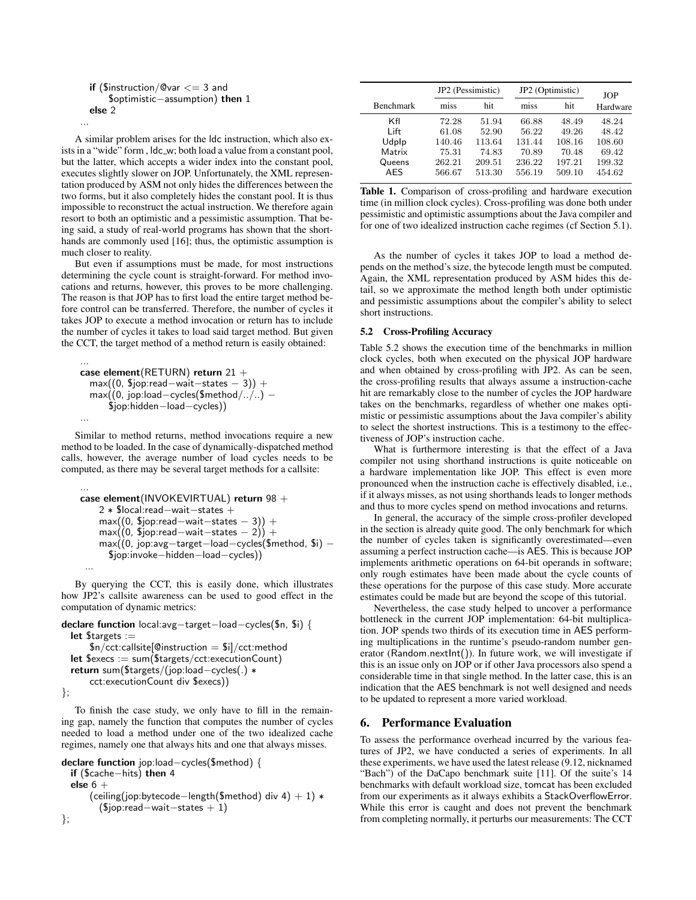```
if ($instruction/@var <= 3 and
    $optimistic−assumption) then 1
else 2
...
```

A similar problem arises for the ldc instruction, which also exists in a "wide" form , ldc_w; both load a value from a constant pool, but the latter, which accepts a wider index into the constant pool, executes slightly slower on JOP. Unfortunately, the XML representation produced by ASM not only hides the differences between the two forms, but it also completely hides the constant pool. It is thus impossible to reconstruct the actual instruction. We therefore again resort to both an optimistic and a pessimistic assumption. That being said, a study of real-world programs has shown that the shorthands are commonly used [16]; thus, the optimistic assumption is much closer to reality.

But even if assumptions must be made, for most instructions determining the cycle count is straight-forward. For method invocations and returns, however, this proves to be more challenging. The reason is that JOP has to first load the entire target method before control can be transferred. Therefore, the number of cycles it takes JOP to execute a method invocation or return has to include the number of cycles it takes to load said target method. But given the CCT, the target method of a method return is easily obtained:

```
...
case element(RETURN) return 21 +
  max((0, $jop:read−wait−states − 3)) +
  max((0, jop:load−cycles($method/../..) −
      $jop:hidden−load−cycles))
...
```

Similar to method returns, method invocations require a new method to be loaded. In the case of dynamically-dispatched method calls, however, the average number of load cycles needs to be computed, as there may be several target methods for a callsite:

```
...
case element(INVOKEVIRTUAL) return 98 +
    2 * $local:read−wait−states +
    max((0, $jop:read−wait−states − 3)) +
    max((0, $jop:read−wait−states − 2)) +
    max((0, jop:avg−target−load−cycles($method, $i) −
      $jop:invoke−hidden−load−cycles))
  ...
```

By querying the CCT, this is easily done, which illustrates how JP2's callsite awareness can be used to good effect in the computation of dynamic metrics:

```
declare function local:avg−target−load−cycles($n, $i) {
  let $targets :=
      $n/cct:callsite[@instruction = $i]/cct:method
  let $execs := sum($targets/cct:executionCount)
  return sum($targets/(jop:load−cycles(.) *
      cct:executionCount div $execs))
};
```

To finish the case study, we only have to fill in the remaining gap, namely the function that computes the number of cycles needed to load a method under one of the two idealized cache regimes, namely one that always hits and one that always misses.

```
declare function jop:load−cycles($method) {
  if ($cache−hits) then 4
  else 6 +
      (ceiling(jop:bytecode−length($method) div 4) + 1) *
        ($jop:read−wait−states + 1)
};
```

| Benchmark | JP2 (Pessimistic) miss | JP2 (Pessimistic) hit | JP2 (Optimistic) miss | JP2 (Optimistic) hit | JOP Hardware |
|---|---|---|---|---|---|
| Kfl | 72.28 | 51.94 | 66.88 | 48.49 | 48.24 |
| Lift | 61.08 | 52.90 | 56.22 | 49.26 | 48.42 |
| UdpIp | 140.46 | 113.64 | 131.44 | 108.16 | 108.60 |
| Matrix | 75.31 | 74.83 | 70.89 | 70.48 | 69.42 |
| Queens | 262.21 | 209.51 | 236.22 | 197.21 | 199.32 |
| AES | 566.67 | 513.30 | 556.19 | 509.10 | 454.62 |

**Table 1.** Comparison of cross-profiling and hardware execution time (in million clock cycles). Cross-profiling was done both under pessimistic and optimistic assumptions about the Java compiler and for one of two idealized instruction cache regimes (cf Section 5.1).

As the number of cycles it takes JOP to load a method depends on the method's size, the bytecode length must be computed. Again, the XML representation produced by ASM hides this detail, so we approximate the method length both under optimistic and pessimistic assumptions about the compiler's ability to select short instructions.

### 5.2 Cross-Profiling Accuracy

Table 5.2 shows the execution time of the benchmarks in million clock cycles, both when executed on the physical JOP hardware and when obtained by cross-profiling with JP2. As can be seen, the cross-profiling results that always assume a instruction-cache hit are remarkably close to the number of cycles the JOP hardware takes on the benchmarks, regardless of whether one makes optimistic or pessimistic assumptions about the Java compiler's ability to select the shortest instructions. This is a testimony to the effectiveness of JOP's instruction cache.

What is furthermore interesting is that the effect of a Java compiler not using shorthand instructions is quite noticeable on a hardware implementation like JOP. This effect is even more pronounced when the instruction cache is effectively disabled, i.e., if it always misses, as not using shorthands leads to longer methods and thus to more cycles spend on method invocations and returns.

In general, the accuracy of the simple cross-profiler developed in the section is already quite good. The only benchmark for which the number of cycles taken is significantly overestimated—even assuming a perfect instruction cache—is AES. This is because JOP implements arithmetic operations on 64-bit operands in software; only rough estimates have been made about the cycle counts of these operations for the purpose of this case study. More accurate estimates could be made but are beyond the scope of this tutorial.

Nevertheless, the case study helped to uncover a performance bottleneck in the current JOP implementation: 64-bit multiplication. JOP spends two thirds of its execution time in AES performing multiplications in the runtime's pseudo-random number generator (Random.nextInt()). In future work, we will investigate if this is an issue only on JOP or if other Java processors also spend a considerable time in that single method. In the latter case, this is an indication that the AES benchmark is not well designed and needs to be updated to represent a more varied workload.

## 6. Performance Evaluation

To assess the performance overhead incurred by the various features of JP2, we have conducted a series of experiments. In all these experiments, we have used the latest release (9.12, nicknamed "Bach") of the DaCapo benchmark suite [11]. Of the suite's 14 benchmarks with default workload size, tomcat has been excluded from our experiments as it always exhibits a StackOverflowError. While this error is caught and does not prevent the benchmark from completing normally, it perturbs our measurements: The CCT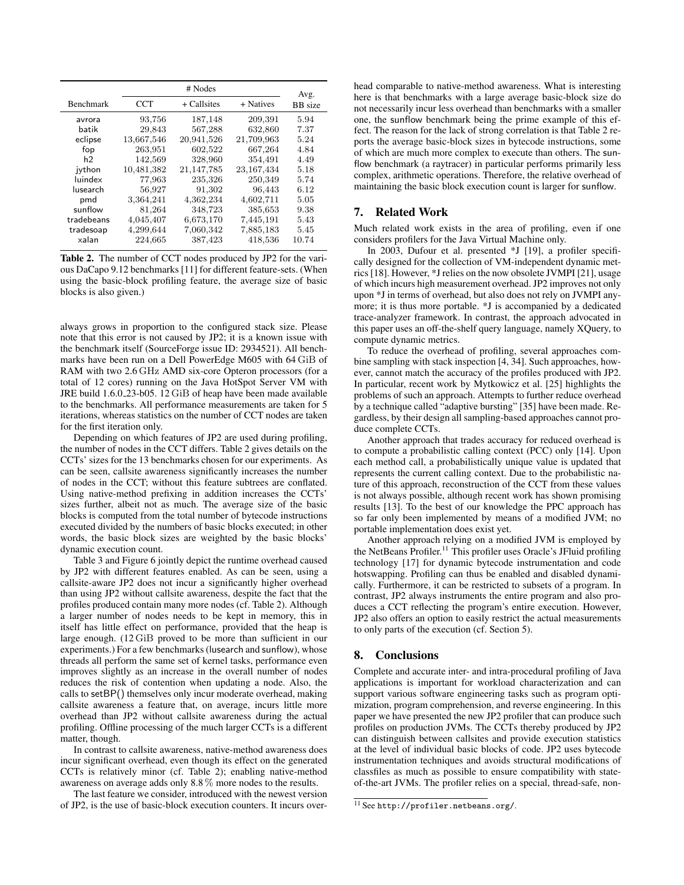| Benchmark | # Nodes | | | Avg. |
|---|---|---|---|---|
| | CCT | + Callsites | + Natives | BB size |
| avrora | 93,756 | 187,148 | 209,391 | 5.94 |
| batik | 29,843 | 567,288 | 632,860 | 7.37 |
| eclipse | 13,667,546 | 20,941,526 | 21,709,963 | 5.24 |
| fop | 263,951 | 602,522 | 667,264 | 4.84 |
| h2 | 142,569 | 328,960 | 354,491 | 4.49 |
| jython | 10,481,382 | 21,147,785 | 23,167,434 | 5.18 |
| luindex | 77,963 | 235,326 | 250,349 | 5.74 |
| lusearch | 56,927 | 91,302 | 96,443 | 6.12 |
| pmd | 3,364,241 | 4,362,234 | 4,602,711 | 5.05 |
| sunflow | 81,264 | 348,723 | 385,653 | 9.38 |
| tradebeans | 4,045,407 | 6,673,170 | 7,445,191 | 5.43 |
| tradesoap | 4,299,644 | 7,060,342 | 7,885,183 | 5.45 |
| xalan | 224,665 | 387,423 | 418,536 | 10.74 |

**Table 2.** The number of CCT nodes produced by JP2 for the various DaCapo 9.12 benchmarks [11] for different feature-sets. (When using the basic-block profiling feature, the average size of basic blocks is also given.)

always grows in proportion to the configured stack size. Please note that this error is not caused by JP2; it is a known issue with the benchmark itself (SourceForge issue ID: 2934521). All benchmarks have been run on a Dell PowerEdge M605 with 64 GiB of RAM with two 2.6 GHz AMD six-core Opteron processors (for a total of 12 cores) running on the Java HotSpot Server VM with JRE build 1.6.0_23-b05. 12 GiB of heap have been made available to the benchmarks. All performance measurements are taken for 5 iterations, whereas statistics on the number of CCT nodes are taken for the first iteration only.

Depending on which features of JP2 are used during profiling, the number of nodes in the CCT differs. Table 2 gives details on the CCTs' sizes for the 13 benchmarks chosen for our experiments. As can be seen, callsite awareness significantly increases the number of nodes in the CCT; without this feature subtrees are conflated. Using native-method prefixing in addition increases the CCTs' sizes further, albeit not as much. The average size of the basic blocks is computed from the total number of bytecode instructions executed divided by the numbers of basic blocks executed; in other words, the basic block sizes are weighted by the basic blocks' dynamic execution count.

Table 3 and Figure 6 jointly depict the runtime overhead caused by JP2 with different features enabled. As can be seen, using a callsite-aware JP2 does not incur a significantly higher overhead than using JP2 without callsite awareness, despite the fact that the profiles produced contain many more nodes (cf. Table 2). Although a larger number of nodes needs to be kept in memory, this in itself has little effect on performance, provided that the heap is large enough. (12 GiB proved to be more than sufficient in our experiments.) For a few benchmarks (lusearch and sunflow), whose threads all perform the same set of kernel tasks, performance even improves slightly as an increase in the overall number of nodes reduces the risk of contention when updating a node. Also, the calls to setBP() themselves only incur moderate overhead, making callsite awareness a feature that, on average, incurs little more overhead than JP2 without callsite awareness during the actual profiling. Offline processing of the much larger CCTs is a different matter, though.

In contrast to callsite awareness, native-method awareness does incur significant overhead, even though its effect on the generated CCTs is relatively minor (cf. Table 2); enabling native-method awareness on average adds only 8.8 % more nodes to the results.

The last feature we consider, introduced with the newest version of JP2, is the use of basic-block execution counters. It incurs overhead comparable to native-method awareness. What is interesting here is that benchmarks with a large average basic-block size do not necessarily incur less overhead than benchmarks with a smaller one, the sunflow benchmark being the prime example of this effect. The reason for the lack of strong correlation is that Table 2 reports the average basic-block sizes in bytecode instructions, some of which are much more complex to execute than others. The sunflow benchmark (a raytracer) in particular performs primarily less complex, arithmetic operations. Therefore, the relative overhead of maintaining the basic block execution count is larger for sunflow.

## 7. Related Work

Much related work exists in the area of profiling, even if one considers profilers for the Java Virtual Machine only.

In 2003, Dufour et al. presented *J [19], a profiler specifically designed for the collection of VM-independent dynamic metrics [18]. However, *J relies on the now obsolete JVMPI [21], usage of which incurs high measurement overhead. JP2 improves not only upon *J in terms of overhead, but also does not rely on JVMPI anymore; it is thus more portable. *J is accompanied by a dedicated trace-analyzer framework. In contrast, the approach advocated in this paper uses an off-the-shelf query language, namely XQuery, to compute dynamic metrics.

To reduce the overhead of profiling, several approaches combine sampling with stack inspection [4, 34]. Such approaches, however, cannot match the accuracy of the profiles produced with JP2. In particular, recent work by Mytkowicz et al. [25] highlights the problems of such an approach. Attempts to further reduce overhead by a technique called "adaptive bursting" [35] have been made. Regardless, by their design all sampling-based approaches cannot produce complete CCTs.

Another approach that trades accuracy for reduced overhead is to compute a probabilistic calling context (PCC) only [14]. Upon each method call, a probabilistically unique value is updated that represents the current calling context. Due to the probabilistic nature of this approach, reconstruction of the CCT from these values is not always possible, although recent work has shown promising results [13]. To the best of our knowledge the PPC approach has so far only been implemented by means of a modified JVM; no portable implementation does exist yet.

Another approach relying on a modified JVM is employed by the NetBeans Profiler.[11] This profiler uses Oracle's JFluid profiling technology [17] for dynamic bytecode instrumentation and code hotswapping. Profiling can thus be enabled and disabled dynamically. Furthermore, it can be restricted to subsets of a program. In contrast, JP2 always instruments the entire program and also produces a CCT reflecting the program's entire execution. However, JP2 also offers an option to easily restrict the actual measurements to only parts of the execution (cf. Section 5).

## 8. Conclusions

Complete and accurate inter- and intra-procedural profiling of Java applications is important for workload characterization and can support various software engineering tasks such as program optimization, program comprehension, and reverse engineering. In this paper we have presented the new JP2 profiler that can produce such profiles on production JVMs. The CCTs thereby produced by JP2 can distinguish between callsites and provide execution statistics at the level of individual basic blocks of code. JP2 uses bytecode instrumentation techniques and avoids structural modifications of classfiles as much as possible to ensure compatibility with state-of-the-art JVMs. The profiler relies on a special, thread-safe, non-

[11] See http://profiler.netbeans.org/.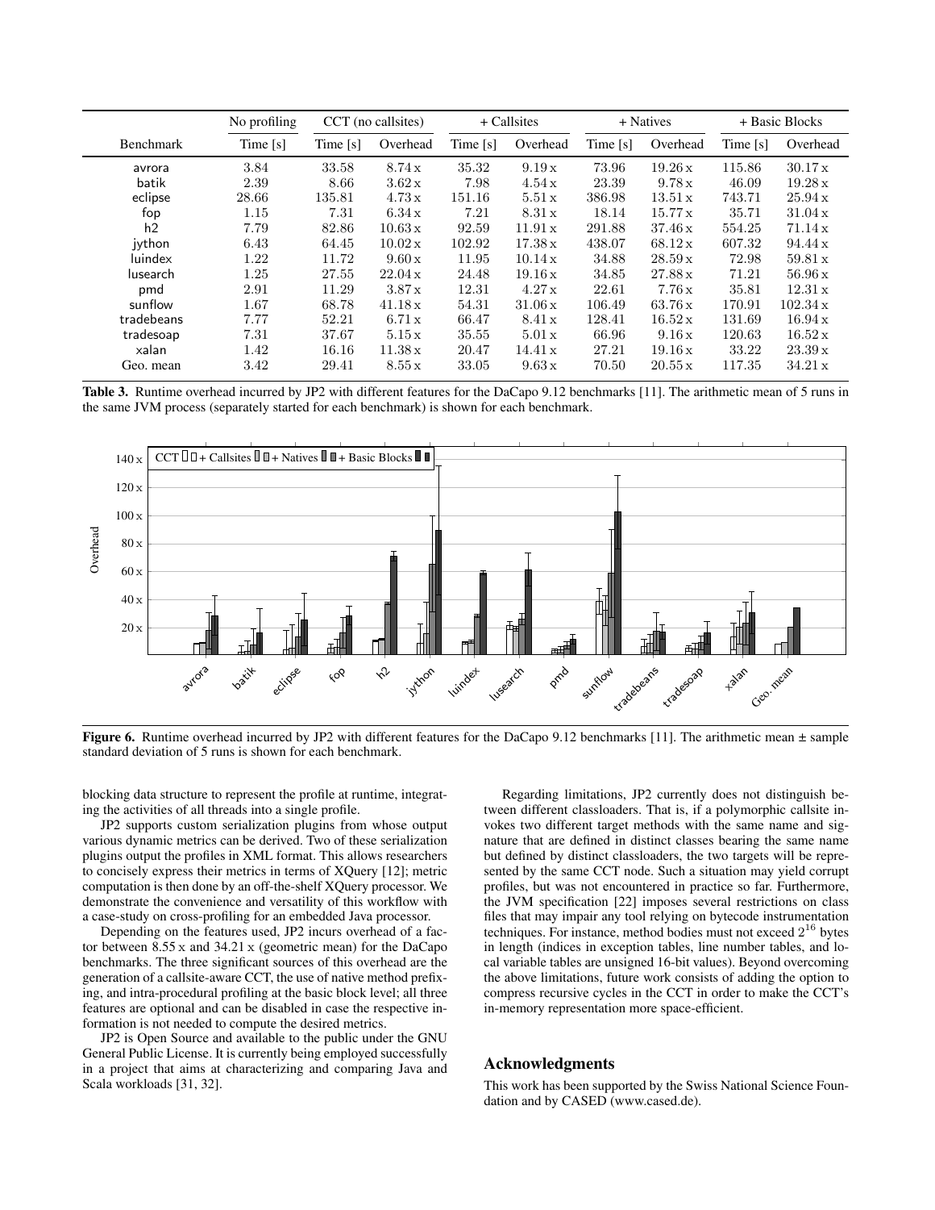| Benchmark | No profiling | CCT (no callsites) | | + Callsites | | + Natives | | + Basic Blocks | |
|---|---|---|---|---|---|---|---|---|---|
| | Time [s] | Time [s] | Overhead | Time [s] | Overhead | Time [s] | Overhead | Time [s] | Overhead |
| avrora | 3.84 | 33.58 | 8.74 x | 35.32 | 9.19 x | 73.96 | 19.26 x | 115.86 | 30.17 x |
| batik | 2.39 | 8.66 | 3.62 x | 7.98 | 4.54 x | 23.39 | 9.78 x | 46.09 | 19.28 x |
| eclipse | 28.66 | 135.81 | 4.73 x | 151.16 | 5.51 x | 386.98 | 13.51 x | 743.71 | 25.94 x |
| fop | 1.15 | 7.31 | 6.34 x | 7.21 | 8.31 x | 18.14 | 15.77 x | 35.71 | 31.04 x |
| h2 | 7.79 | 82.86 | 10.63 x | 92.59 | 11.91 x | 291.88 | 37.46 x | 554.25 | 71.14 x |
| jython | 6.43 | 64.45 | 10.02 x | 102.92 | 17.38 x | 438.07 | 68.12 x | 607.32 | 94.44 x |
| luindex | 1.22 | 11.72 | 9.60 x | 11.95 | 10.14 x | 34.88 | 28.59 x | 72.98 | 59.81 x |
| lusearch | 1.25 | 27.55 | 22.04 x | 24.48 | 19.16 x | 34.85 | 27.88 x | 71.21 | 56.96 x |
| pmd | 2.91 | 11.29 | 3.87 x | 12.31 | 4.27 x | 22.61 | 7.76 x | 35.81 | 12.31 x |
| sunflow | 1.67 | 68.78 | 41.18 x | 54.31 | 31.06 x | 106.49 | 63.76 x | 170.91 | 102.34 x |
| tradebeans | 7.77 | 52.21 | 6.71 x | 66.47 | 8.41 x | 128.41 | 16.52 x | 131.69 | 16.94 x |
| tradesoap | 7.31 | 37.67 | 5.15 x | 35.55 | 5.01 x | 66.96 | 9.16 x | 120.63 | 16.52 x |
| xalan | 1.42 | 16.16 | 11.38 x | 20.47 | 14.41 x | 27.21 | 19.16 x | 33.22 | 23.39 x |
| Geo. mean | 3.42 | 29.41 | 8.55 x | 33.05 | 9.63 x | 70.50 | 20.55 x | 117.35 | 34.21 x |

**Table 3.** Runtime overhead incurred by JP2 with different features for the DaCapo 9.12 benchmarks [11]. The arithmetic mean of 5 runs in the same JVM process (separately started for each benchmark) is shown for each benchmark.

**Figure 6.** Runtime overhead incurred by JP2 with different features for the DaCapo 9.12 benchmarks [11]. The arithmetic mean ± sample standard deviation of 5 runs is shown for each benchmark.

blocking data structure to represent the profile at runtime, integrating the activities of all threads into a single profile.

JP2 supports custom serialization plugins from whose output various dynamic metrics can be derived. Two of these serialization plugins output the profiles in XML format. This allows researchers to concisely express their metrics in terms of XQuery [12]; metric computation is then done by an off-the-shelf XQuery processor. We demonstrate the convenience and versatility of this workflow with a case-study on cross-profiling for an embedded Java processor.

Depending on the features used, JP2 incurs overhead of a factor between 8.55 x and 34.21 x (geometric mean) for the DaCapo benchmarks. The three significant sources of this overhead are the generation of a callsite-aware CCT, the use of native method prefixing, and intra-procedural profiling at the basic block level; all three features are optional and can be disabled in case the respective information is not needed to compute the desired metrics.

JP2 is Open Source and available to the public under the GNU General Public License. It is currently being employed successfully in a project that aims at characterizing and comparing Java and Scala workloads [31, 32].

Regarding limitations, JP2 currently does not distinguish between different classloaders. That is, if a polymorphic callsite invokes two different target methods with the same name and signature that are defined in distinct classes bearing the same name but defined by distinct classloaders, the two targets will be represented by the same CCT node. Such a situation may yield corrupt profiles, but was not encountered in practice so far. Furthermore, the JVM specification [22] imposes several restrictions on class files that may impair any tool relying on bytecode instrumentation techniques. For instance, method bodies must not exceed $2^{16}$ bytes in length (indices in exception tables, line number tables, and local variable tables are unsigned 16-bit values). Beyond overcoming the above limitations, future work consists of adding the option to compress recursive cycles in the CCT in order to make the CCT's in-memory representation more space-efficient.

## Acknowledgments

This work has been supported by the Swiss National Science Foundation and by CASED (www.cased.de).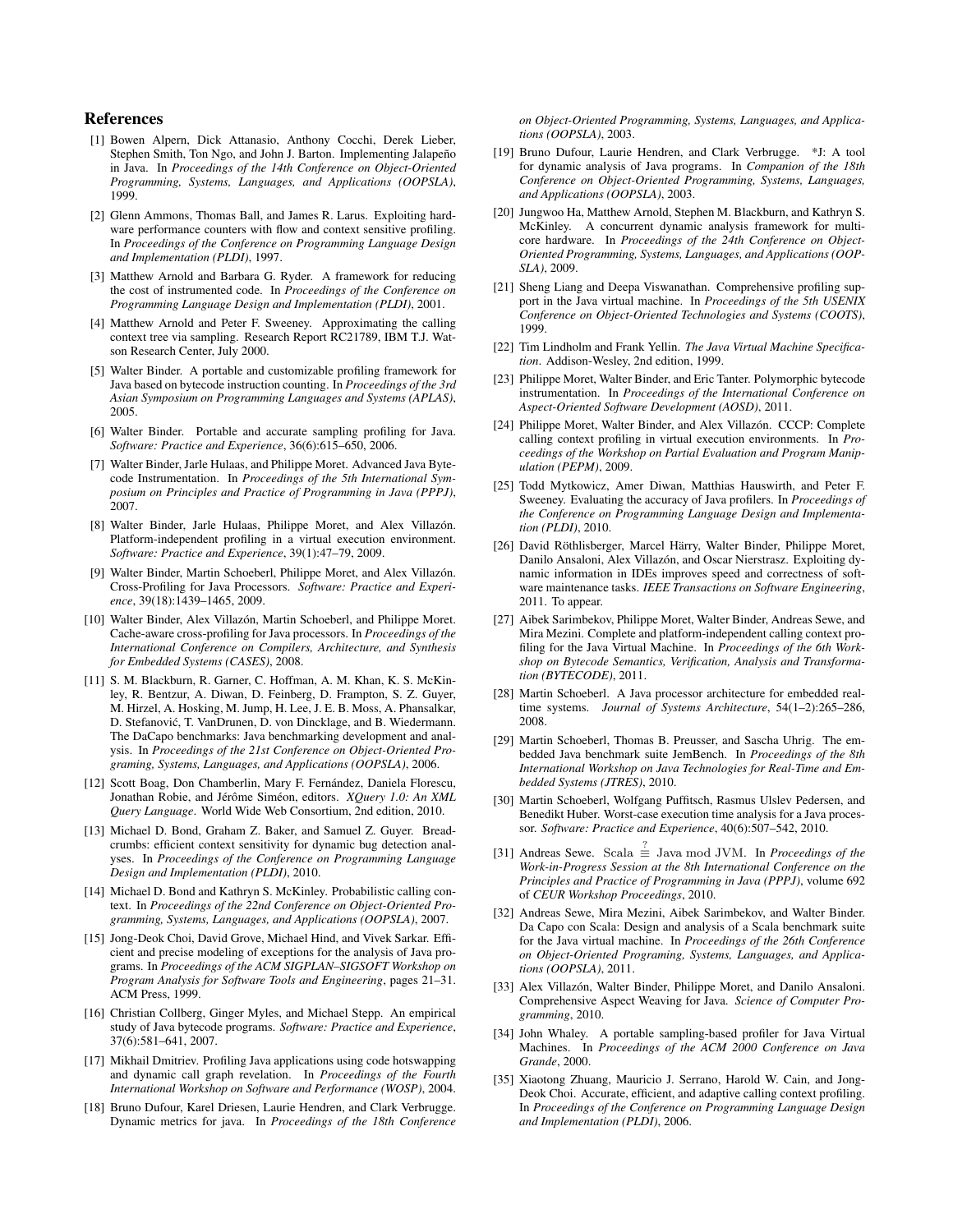## References

[1] Bowen Alpern, Dick Attanasio, Anthony Cocchi, Derek Lieber, Stephen Smith, Ton Ngo, and John J. Barton. Implementing Jalapeño in Java. In *Proceedings of the 14th Conference on Object-Oriented Programming, Systems, Languages, and Applications (OOPSLA)*, 1999.

[2] Glenn Ammons, Thomas Ball, and James R. Larus. Exploiting hardware performance counters with flow and context sensitive profiling. In *Proceedings of the Conference on Programming Language Design and Implementation (PLDI)*, 1997.

[3] Matthew Arnold and Barbara G. Ryder. A framework for reducing the cost of instrumented code. In *Proceedings of the Conference on Programming Language Design and Implementation (PLDI)*, 2001.

[4] Matthew Arnold and Peter F. Sweeney. Approximating the calling context tree via sampling. Research Report RC21789, IBM T.J. Watson Research Center, July 2000.

[5] Walter Binder. A portable and customizable profiling framework for Java based on bytecode instruction counting. In *Proceedings of the 3rd Asian Symposium on Programming Languages and Systems (APLAS)*, 2005.

[6] Walter Binder. Portable and accurate sampling profiling for Java. *Software: Practice and Experience*, 36(6):615–650, 2006.

[7] Walter Binder, Jarle Hulaas, and Philippe Moret. Advanced Java Bytecode Instrumentation. In *Proceedings of the 5th International Symposium on Principles and Practice of Programming in Java (PPPJ)*, 2007.

[8] Walter Binder, Jarle Hulaas, Philippe Moret, and Alex Villazón. Platform-independent profiling in a virtual execution environment. *Software: Practice and Experience*, 39(1):47–79, 2009.

[9] Walter Binder, Martin Schoeberl, Philippe Moret, and Alex Villazón. Cross-Profiling for Java Processors. *Software: Practice and Experience*, 39(18):1439–1465, 2009.

[10] Walter Binder, Alex Villazón, Martin Schoeberl, and Philippe Moret. Cache-aware cross-profiling for Java processors. In *Proceedings of the International Conference on Compilers, Architecture, and Synthesis for Embedded Systems (CASES)*, 2008.

[11] S. M. Blackburn, R. Garner, C. Hoffman, A. M. Khan, K. S. McKinley, R. Bentzur, A. Diwan, D. Feinberg, D. Frampton, S. Z. Guyer, M. Hirzel, A. Hosking, M. Jump, H. Lee, J. E. B. Moss, A. Phansalkar, D. Stefanović, T. VanDrunen, D. von Dincklage, and B. Wiedermann. The DaCapo benchmarks: Java benchmarking development and analysis. In *Proceedings of the 21st Conference on Object-Oriented Programing, Systems, Languages, and Applications (OOPSLA)*, 2006.

[12] Scott Boag, Don Chamberlin, Mary F. Fernández, Daniela Florescu, Jonathan Robie, and Jérôme Siméon, editors. *XQuery 1.0: An XML Query Language*. World Wide Web Consortium, 2nd edition, 2010.

[13] Michael D. Bond, Graham Z. Baker, and Samuel Z. Guyer. Breadcrumbs: efficient context sensitivity for dynamic bug detection analyses. In *Proceedings of the Conference on Programming Language Design and Implementation (PLDI)*, 2010.

[14] Michael D. Bond and Kathryn S. McKinley. Probabilistic calling context. In *Proceedings of the 22nd Conference on Object-Oriented Programming, Systems, Languages, and Applications (OOPSLA)*, 2007.

[15] Jong-Deok Choi, David Grove, Michael Hind, and Vivek Sarkar. Efficient and precise modeling of exceptions for the analysis of Java programs. In *Proceedings of the ACM SIGPLAN–SIGSOFT Workshop on Program Analysis for Software Tools and Engineering*, pages 21–31. ACM Press, 1999.

[16] Christian Collberg, Ginger Myles, and Michael Stepp. An empirical study of Java bytecode programs. *Software: Practice and Experience*, 37(6):581–641, 2007.

[17] Mikhail Dmitriev. Profiling Java applications using code hotswapping and dynamic call graph revelation. In *Proceedings of the Fourth International Workshop on Software and Performance (WOSP)*, 2004.

[18] Bruno Dufour, Karel Driesen, Laurie Hendren, and Clark Verbrugge. Dynamic metrics for java. In *Proceedings of the 18th Conference on Object-Oriented Programming, Systems, Languages, and Applications (OOPSLA)*, 2003.

[19] Bruno Dufour, Laurie Hendren, and Clark Verbrugge. *J: A tool for dynamic analysis of Java programs. In *Companion of the 18th Conference on Object-Oriented Programming, Systems, Languages, and Applications (OOPSLA)*, 2003.

[20] Jungwoo Ha, Matthew Arnold, Stephen M. Blackburn, and Kathryn S. McKinley. A concurrent dynamic analysis framework for multicore hardware. In *Proceedings of the 24th Conference on Object-Oriented Programming, Systems, Languages, and Applications (OOPSLA)*, 2009.

[21] Sheng Liang and Deepa Viswanathan. Comprehensive profiling support in the Java virtual machine. In *Proceedings of the 5th USENIX Conference on Object-Oriented Technologies and Systems (COOTS)*, 1999.

[22] Tim Lindholm and Frank Yellin. *The Java Virtual Machine Specification*. Addison-Wesley, 2nd edition, 1999.

[23] Philippe Moret, Walter Binder, and Eric Tanter. Polymorphic bytecode instrumentation. In *Proceedings of the International Conference on Aspect-Oriented Software Development (AOSD)*, 2011.

[24] Philippe Moret, Walter Binder, and Alex Villazón. CCCP: Complete calling context profiling in virtual execution environments. In *Proceedings of the Workshop on Partial Evaluation and Program Manipulation (PEPM)*, 2009.

[25] Todd Mytkowicz, Amer Diwan, Matthias Hauswirth, and Peter F. Sweeney. Evaluating the accuracy of Java profilers. In *Proceedings of the Conference on Programming Language Design and Implementation (PLDI)*, 2010.

[26] David Röthlisberger, Marcel Härry, Walter Binder, Philippe Moret, Danilo Ansaloni, Alex Villazón, and Oscar Nierstrasz. Exploiting dynamic information in IDEs improves speed and correctness of software maintenance tasks. *IEEE Transactions on Software Engineering*, 2011. To appear.

[27] Aibek Sarimbekov, Philippe Moret, Walter Binder, Andreas Sewe, and Mira Mezini. Complete and platform-independent calling context profiling for the Java Virtual Machine. In *Proceedings of the 6th Workshop on Bytecode Semantics, Verification, Analysis and Transformation (BYTECODE)*, 2011.

[28] Martin Schoeberl. A Java processor architecture for embedded real-time systems. *Journal of Systems Architecture*, 54(1–2):265–286, 2008.

[29] Martin Schoeberl, Thomas B. Preusser, and Sascha Uhrig. The embedded Java benchmark suite JemBench. In *Proceedings of the 8th International Workshop on Java Technologies for Real-Time and Embedded Systems (JTRES)*, 2010.

[30] Martin Schoeberl, Wolfgang Puffitsch, Rasmus Ulslev Pedersen, and Benedikt Huber. Worst-case execution time analysis for a Java processor. *Software: Practice and Experience*, 40(6):507–542, 2010.

[31] Andreas Sewe. $\mathrm{Scala} \overset{?}{\equiv} \mathrm{Java} \bmod \mathrm{JVM}$. In *Proceedings of the Work-in-Progress Session at the 8th International Conference on the Principles and Practice of Programming in Java (PPPJ)*, volume 692 of *CEUR Workshop Proceedings*, 2010.

[32] Andreas Sewe, Mira Mezini, Aibek Sarimbekov, and Walter Binder. Da Capo con Scala: Design and analysis of a Scala benchmark suite for the Java virtual machine. In *Proceedings of the 26th Conference on Object-Oriented Programing, Systems, Languages, and Applications (OOPSLA)*, 2011.

[33] Alex Villazón, Walter Binder, Philippe Moret, and Danilo Ansaloni. Comprehensive Aspect Weaving for Java. *Science of Computer Programming*, 2010.

[34] John Whaley. A portable sampling-based profiler for Java Virtual Machines. In *Proceedings of the ACM 2000 Conference on Java Grande*, 2000.

[35] Xiaotong Zhuang, Mauricio J. Serrano, Harold W. Cain, and Jong-Deok Choi. Accurate, efficient, and adaptive calling context profiling. In *Proceedings of the Conference on Programming Language Design and Implementation (PLDI)*, 2006.